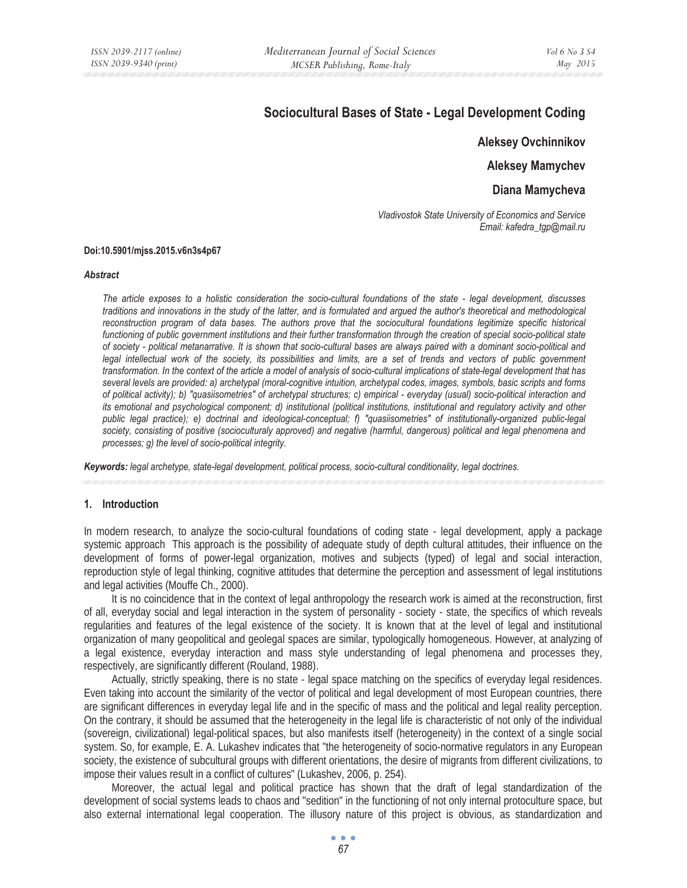# Sociocultural Bases of State - Legal Development Coding

**Aleksey Ovchinnikov**

**Aleksey Mamychev**

**Diana Mamycheva**

*Vladivostok State University of Economics and Service*
*Email: kafedra_tgp@mail.ru*

**Doi:10.5901/mjss.2015.v6n3s4p67**

***Abstract***

*The article exposes to a holistic consideration the socio-cultural foundations of the state - legal development, discusses traditions and innovations in the study of the latter, and is formulated and argued the author's theoretical and methodological reconstruction program of data bases. The authors prove that the sociocultural foundations legitimize specific historical functioning of public government institutions and their further transformation through the creation of special socio-political state of society - political metanarrative. It is shown that socio-cultural bases are always paired with a dominant socio-political and legal intellectual work of the society, its possibilities and limits, are a set of trends and vectors of public government transformation. In the context of the article a model of analysis of socio-cultural implications of state-legal development that has several levels are provided: a) archetypal (moral-cognitive intuition, archetypal codes, images, symbols, basic scripts and forms of political activity); b) "quasiisometries" of archetypal structures; c) empirical - everyday (usual) socio-political interaction and its emotional and psychological component; d) institutional (political institutions, institutional and regulatory activity and other public legal practice); e) doctrinal and ideological-conceptual; f) "quasiisometries" of institutionally-organized public-legal society, consisting of positive (socioculturaly approved) and negative (harmful, dangerous) political and legal phenomena and processes; g) the level of socio-political integrity.*

***Keywords:*** *legal archetype, state-legal development, political process, socio-cultural conditionality, legal doctrines.*

## 1. Introduction

In modern research, to analyze the socio-cultural foundations of coding state - legal development, apply a package systemic approach This approach is the possibility of adequate study of depth cultural attitudes, their influence on the development of forms of power-legal organization, motives and subjects (typed) of legal and social interaction, reproduction style of legal thinking, cognitive attitudes that determine the perception and assessment of legal institutions and legal activities (Mouffe Ch., 2000).

It is no coincidence that in the context of legal anthropology the research work is aimed at the reconstruction, first of all, everyday social and legal interaction in the system of personality - society - state, the specifics of which reveals regularities and features of the legal existence of the society. It is known that at the level of legal and institutional organization of many geopolitical and geolegal spaces are similar, typologically homogeneous. However, at analyzing of a legal existence, everyday interaction and mass style understanding of legal phenomena and processes they, respectively, are significantly different (Rouland, 1988).

Actually, strictly speaking, there is no state - legal space matching on the specifics of everyday legal residences. Even taking into account the similarity of the vector of political and legal development of most European countries, there are significant differences in everyday legal life and in the specific of mass and the political and legal reality perception. On the contrary, it should be assumed that the heterogeneity in the legal life is characteristic of not only of the individual (sovereign, civilizational) legal-political spaces, but also manifests itself (heterogeneity) in the context of a single social system. So, for example, E. A. Lukashev indicates that "the heterogeneity of socio-normative regulators in any European society, the existence of subcultural groups with different orientations, the desire of migrants from different civilizations, to impose their values result in a conflict of cultures" (Lukashev, 2006, p. 254).

Moreover, the actual legal and political practice has shown that the draft of legal standardization of the development of social systems leads to chaos and "sedition" in the functioning of not only internal protoculture space, but also external international legal cooperation. The illusory nature of this project is obvious, as standardization and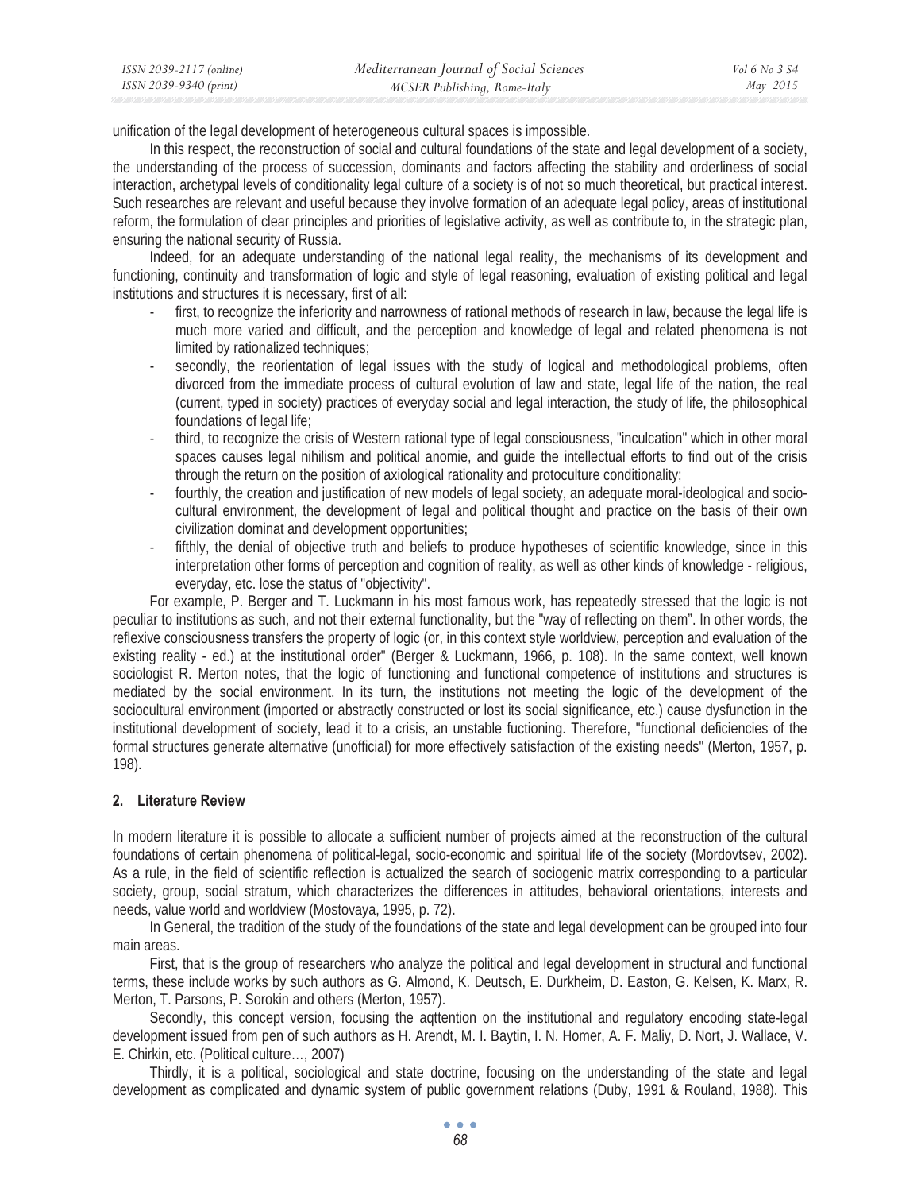unification of the legal development of heterogeneous cultural spaces is impossible.

In this respect, the reconstruction of social and cultural foundations of the state and legal development of a society, the understanding of the process of succession, dominants and factors affecting the stability and orderliness of social interaction, archetypal levels of conditionality legal culture of a society is of not so much theoretical, but practical interest. Such researches are relevant and useful because they involve formation of an adequate legal policy, areas of institutional reform, the formulation of clear principles and priorities of legislative activity, as well as contribute to, in the strategic plan, ensuring the national security of Russia.

Indeed, for an adequate understanding of the national legal reality, the mechanisms of its development and functioning, continuity and transformation of logic and style of legal reasoning, evaluation of existing political and legal institutions and structures it is necessary, first of all:

- first, to recognize the inferiority and narrowness of rational methods of research in law, because the legal life is much more varied and difficult, and the perception and knowledge of legal and related phenomena is not limited by rationalized techniques;
- secondly, the reorientation of legal issues with the study of logical and methodological problems, often divorced from the immediate process of cultural evolution of law and state, legal life of the nation, the real (current, typed in society) practices of everyday social and legal interaction, the study of life, the philosophical foundations of legal life;
- third, to recognize the crisis of Western rational type of legal consciousness, "inculcation" which in other moral spaces causes legal nihilism and political anomie, and guide the intellectual efforts to find out of the crisis through the return on the position of axiological rationality and protoculture conditionality;
- fourthly, the creation and justification of new models of legal society, an adequate moral-ideological and socio-cultural environment, the development of legal and political thought and practice on the basis of their own civilization dominat and development opportunities;
- fifthly, the denial of objective truth and beliefs to produce hypotheses of scientific knowledge, since in this interpretation other forms of perception and cognition of reality, as well as other kinds of knowledge - religious, everyday, etc. lose the status of "objectivity".

For example, P. Berger and T. Luckmann in his most famous work, has repeatedly stressed that the logic is not peculiar to institutions as such, and not their external functionality, but the "way of reflecting on them". In other words, the reflexive consciousness transfers the property of logic (or, in this context style worldview, perception and evaluation of the existing reality - ed.) at the institutional order" (Berger & Luckmann, 1966, p. 108). In the same context, well known sociologist R. Merton notes, that the logic of functioning and functional competence of institutions and structures is mediated by the social environment. In its turn, the institutions not meeting the logic of the development of the sociocultural environment (imported or abstractly constructed or lost its social significance, etc.) cause dysfunction in the institutional development of society, lead it to a crisis, an unstable fuctioning. Therefore, "functional deficiencies of the formal structures generate alternative (unofficial) for more effectively satisfaction of the existing needs" (Merton, 1957, p. 198).

## 2. Literature Review

In modern literature it is possible to allocate a sufficient number of projects aimed at the reconstruction of the cultural foundations of certain phenomena of political-legal, socio-economic and spiritual life of the society (Mordovtsev, 2002). As a rule, in the field of scientific reflection is actualized the search of sociogenic matrix corresponding to a particular society, group, social stratum, which characterizes the differences in attitudes, behavioral orientations, interests and needs, value world and worldview (Mostovaya, 1995, p. 72).

In General, the tradition of the study of the foundations of the state and legal development can be grouped into four main areas.

First, that is the group of researchers who analyze the political and legal development in structural and functional terms, these include works by such authors as G. Almond, K. Deutsch, E. Durkheim, D. Easton, G. Kelsen, K. Marx, R. Merton, T. Parsons, P. Sorokin and others (Merton, 1957).

Secondly, this concept version, focusing the aqttention on the institutional and regulatory encoding state-legal development issued from pen of such authors as H. Arendt, M. I. Baytin, I. N. Homer, A. F. Maliy, D. Nort, J. Wallace, V. E. Chirkin, etc. (Political culture…, 2007)

Thirdly, it is a political, sociological and state doctrine, focusing on the understanding of the state and legal development as complicated and dynamic system of public government relations (Duby, 1991 & Rouland, 1988). This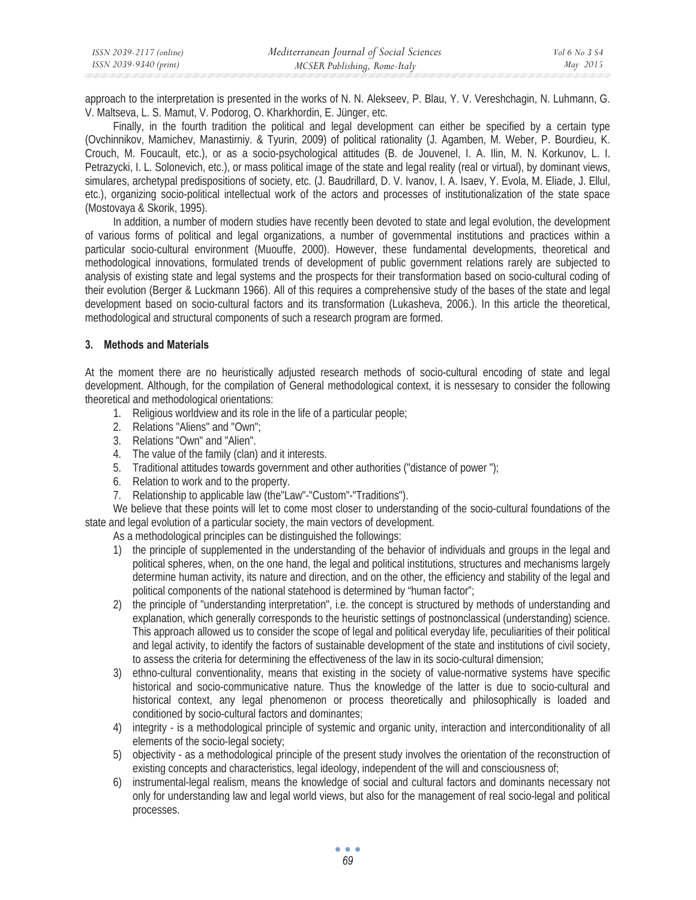approach to the interpretation is presented in the works of N. N. Alekseev, P. Blau, Y. V. Vereshchagin, N. Luhmann, G. V. Maltseva, L. S. Mamut, V. Podorog, O. Kharkhordin, E. Jünger, etc.

Finally, in the fourth tradition the political and legal development can either be specified by a certain type (Ovchinnikov, Mamichev, Manastirniy. & Tyurin, 2009) of political rationality (J. Agamben, M. Weber, P. Bourdieu, K. Crouch, M. Foucault, etc.), or as a socio-psychological attitudes (B. de Jouvenel, I. A. Ilin, M. N. Korkunov, L. I. Petrazycki, I. L. Solonevich, etc.), or mass political image of the state and legal reality (real or virtual), by dominant views, simulares, archetypal predispositions of society, etc. (J. Baudrillard, D. V. Ivanov, I. A. Isaev, Y. Evola, M. Eliade, J. Ellul, etc.), organizing socio-political intellectual work of the actors and processes of institutionalization of the state space (Mostovaya & Skorik, 1995).

In addition, a number of modern studies have recently been devoted to state and legal evolution, the development of various forms of political and legal organizations, a number of governmental institutions and practices within a particular socio-cultural environment (Muouffe, 2000). However, these fundamental developments, theoretical and methodological innovations, formulated trends of development of public government relations rarely are subjected to analysis of existing state and legal systems and the prospects for their transformation based on socio-cultural coding of their evolution (Berger & Luckmann 1966). All of this requires a comprehensive study of the bases of the state and legal development based on socio-cultural factors and its transformation (Lukasheva, 2006.). In this article the theoretical, methodological and structural components of such a research program are formed.

## 3. Methods and Materials

At the moment there are no heuristically adjusted research methods of socio-cultural encoding of state and legal development. Although, for the compilation of General methodological context, it is nessesary to consider the following theoretical and methodological orientations:

1. Religious worldview and its role in the life of a particular people;
2. Relations "Aliens" and "Own";
3. Relations "Own" and "Alien".
4. The value of the family (clan) and it interests.
5. Traditional attitudes towards government and other authorities ("distance of power ");
6. Relation to work and to the property.
7. Relationship to applicable law (the"Law"-"Custom"-"Traditions").

We believe that these points will let to come most closer to understanding of the socio-cultural foundations of the state and legal evolution of a particular society, the main vectors of development.

As a methodological principles can be distinguished the followings:

1) the principle of supplemented in the understanding of the behavior of individuals and groups in the legal and political spheres, when, on the one hand, the legal and political institutions, structures and mechanisms largely determine human activity, its nature and direction, and on the other, the efficiency and stability of the legal and political components of the national statehood is determined by "human factor";
2) the principle of "understanding interpretation", i.e. the concept is structured by methods of understanding and explanation, which generally corresponds to the heuristic settings of postnonclassical (understanding) science. This approach allowed us to consider the scope of legal and political everyday life, peculiarities of their political and legal activity, to identify the factors of sustainable development of the state and institutions of civil society, to assess the criteria for determining the effectiveness of the law in its socio-cultural dimension;
3) ethno-cultural conventionality, means that existing in the society of value-normative systems have specific historical and socio-communicative nature. Thus the knowledge of the latter is due to socio-cultural and historical context, any legal phenomenon or process theoretically and philosophically is loaded and conditioned by socio-cultural factors and dominantes;
4) integrity - is a methodological principle of systemic and organic unity, interaction and interconditionality of all elements of the socio-legal society;
5) objectivity - as a methodological principle of the present study involves the orientation of the reconstruction of existing concepts and characteristics, legal ideology, independent of the will and consciousness of;
6) instrumental-legal realism, means the knowledge of social and cultural factors and dominants necessary not only for understanding law and legal world views, but also for the management of real socio-legal and political processes.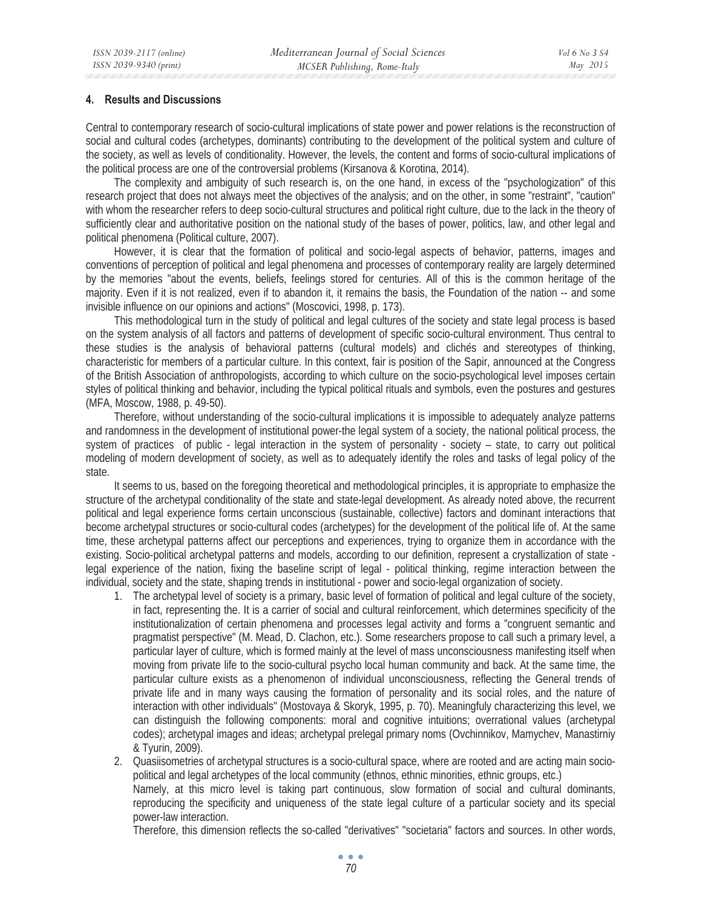## 4. Results and Discussions

Central to contemporary research of socio-cultural implications of state power and power relations is the reconstruction of social and cultural codes (archetypes, dominants) contributing to the development of the political system and culture of the society, as well as levels of conditionality. However, the levels, the content and forms of socio-cultural implications of the political process are one of the controversial problems (Kirsanova & Korotina, 2014).

The complexity and ambiguity of such research is, on the one hand, in excess of the "psychologization" of this research project that does not always meet the objectives of the analysis; and on the other, in some "restraint", "caution" with whom the researcher refers to deep socio-cultural structures and political right culture, due to the lack in the theory of sufficiently clear and authoritative position on the national study of the bases of power, politics, law, and other legal and political phenomena (Political culture, 2007).

However, it is clear that the formation of political and socio-legal aspects of behavior, patterns, images and conventions of perception of political and legal phenomena and processes of contemporary reality are largely determined by the memories "about the events, beliefs, feelings stored for centuries. All of this is the common heritage of the majority. Even if it is not realized, even if to abandon it, it remains the basis, the Foundation of the nation -- and some invisible influence on our opinions and actions" (Moscovici, 1998, p. 173).

This methodological turn in the study of political and legal cultures of the society and state legal process is based on the system analysis of all factors and patterns of development of specific socio-cultural environment. Thus central to these studies is the analysis of behavioral patterns (cultural models) and clichés and stereotypes of thinking, characteristic for members of a particular culture. In this context, fair is position of the Sapir, announced at the Congress of the British Association of anthropologists, according to which culture on the socio-psychological level imposes certain styles of political thinking and behavior, including the typical political rituals and symbols, even the postures and gestures (MFA, Moscow, 1988, p. 49-50).

Therefore, without understanding of the socio-cultural implications it is impossible to adequately analyze patterns and randomness in the development of institutional power-the legal system of a society, the national political process, the system of practices of public - legal interaction in the system of personality - society – state, to carry out political modeling of modern development of society, as well as to adequately identify the roles and tasks of legal policy of the state.

It seems to us, based on the foregoing theoretical and methodological principles, it is appropriate to emphasize the structure of the archetypal conditionality of the state and state-legal development. As already noted above, the recurrent political and legal experience forms certain unconscious (sustainable, collective) factors and dominant interactions that become archetypal structures or socio-cultural codes (archetypes) for the development of the political life of. At the same time, these archetypal patterns affect our perceptions and experiences, trying to organize them in accordance with the existing. Socio-political archetypal patterns and models, according to our definition, represent a crystallization of state - legal experience of the nation, fixing the baseline script of legal - political thinking, regime interaction between the individual, society and the state, shaping trends in institutional - power and socio-legal organization of society.

1. The archetypal level of society is a primary, basic level of formation of political and legal culture of the society, in fact, representing the. It is a carrier of social and cultural reinforcement, which determines specificity of the institutionalization of certain phenomena and processes legal activity and forms a "congruent semantic and pragmatist perspective" (M. Mead, D. Clachon, etc.). Some researchers propose to call such a primary level, a particular layer of culture, which is formed mainly at the level of mass unconsciousness manifesting itself when moving from private life to the socio-cultural psycho local human community and back. At the same time, the particular culture exists as a phenomenon of individual unconsciousness, reflecting the General trends of private life and in many ways causing the formation of personality and its social roles, and the nature of interaction with other individuals" (Mostovaya & Skoryk, 1995, p. 70). Meaningfuly characterizing this level, we can distinguish the following components: moral and cognitive intuitions; overrational values (archetypal codes); archetypal images and ideas; archetypal prelegal primary noms (Ovchinnikov, Mamychev, Manastirniy & Tyurin, 2009).
2. Quasiisometries of archetypal structures is a socio-cultural space, where are rooted and are acting main socio-political and legal archetypes of the local community (ethnos, ethnic minorities, ethnic groups, etc.)

   Namely, at this micro level is taking part continuous, slow formation of social and cultural dominants, reproducing the specificity and uniqueness of the state legal culture of a particular society and its special power-law interaction.

   Therefore, this dimension reflects the so-called "derivatives" "societaria" factors and sources. In other words,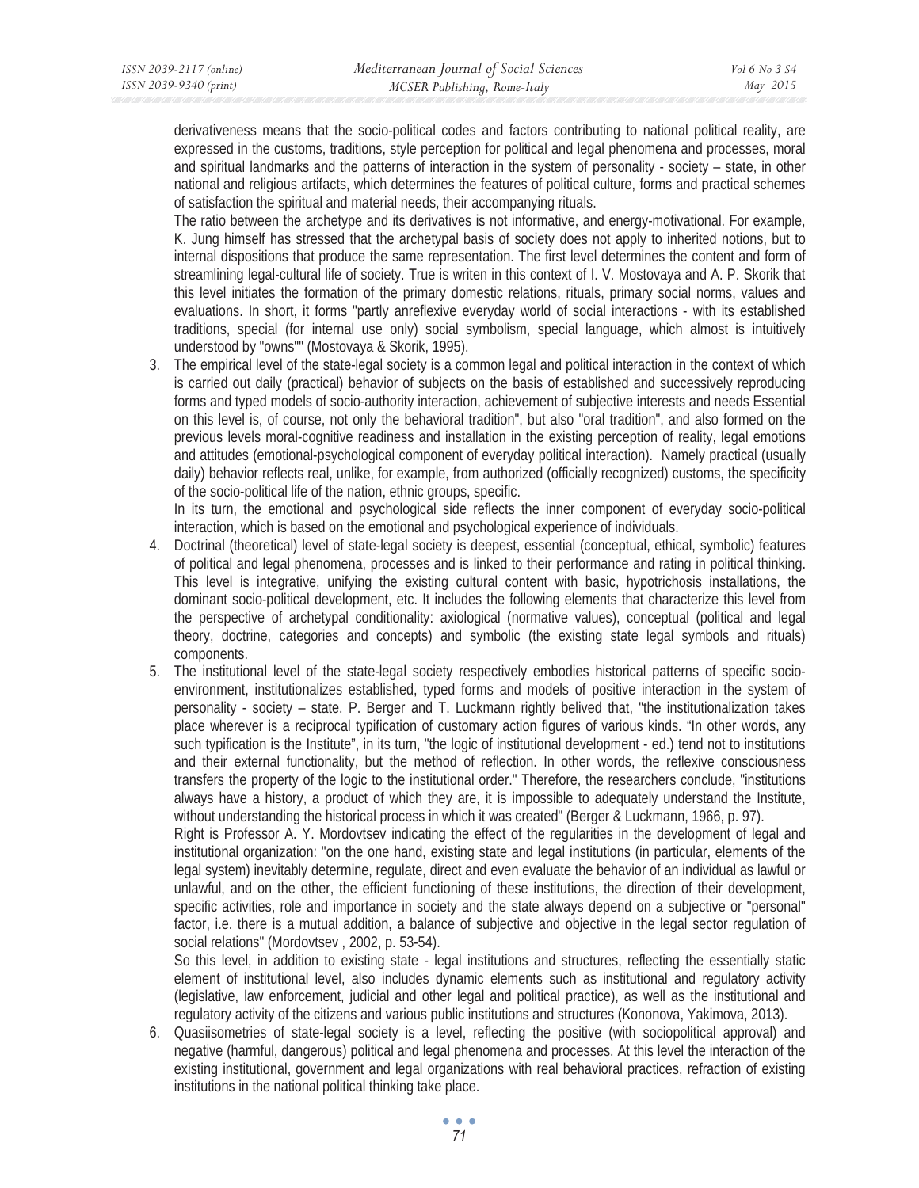derivativeness means that the socio-political codes and factors contributing to national political reality, are expressed in the customs, traditions, style perception for political and legal phenomena and processes, moral and spiritual landmarks and the patterns of interaction in the system of personality - society – state, in other national and religious artifacts, which determines the features of political culture, forms and practical schemes of satisfaction the spiritual and material needs, their accompanying rituals.

The ratio between the archetype and its derivatives is not informative, and energy-motivational. For example, K. Jung himself has stressed that the archetypal basis of society does not apply to inherited notions, but to internal dispositions that produce the same representation. The first level determines the content and form of streamlining legal-cultural life of society. True is writen in this context of I. V. Mostovaya and A. P. Skorik that this level initiates the formation of the primary domestic relations, rituals, primary social norms, values and evaluations. In short, it forms "partly anreflexive everyday world of social interactions - with its established traditions, special (for internal use only) social symbolism, special language, which almost is intuitively understood by "owns"" (Mostovaya & Skorik, 1995).

3. The empirical level of the state-legal society is a common legal and political interaction in the context of which is carried out daily (practical) behavior of subjects on the basis of established and successively reproducing forms and typed models of socio-authority interaction, achievement of subjective interests and needs Essential on this level is, of course, not only the behavioral tradition", but also "oral tradition", and also formed on the previous levels moral-cognitive readiness and installation in the existing perception of reality, legal emotions and attitudes (emotional-psychological component of everyday political interaction). Namely practical (usually daily) behavior reflects real, unlike, for example, from authorized (officially recognized) customs, the specificity of the socio-political life of the nation, ethnic groups, specific.

   In its turn, the emotional and psychological side reflects the inner component of everyday socio-political interaction, which is based on the emotional and psychological experience of individuals.

4. Doctrinal (theoretical) level of state-legal society is deepest, essential (conceptual, ethical, symbolic) features of political and legal phenomena, processes and is linked to their performance and rating in political thinking. This level is integrative, unifying the existing cultural content with basic, hypotrichosis installations, the dominant socio-political development, etc. It includes the following elements that characterize this level from the perspective of archetypal conditionality: axiological (normative values), conceptual (political and legal theory, doctrine, categories and concepts) and symbolic (the existing state legal symbols and rituals) components.

5. The institutional level of the state-legal society respectively embodies historical patterns of specific socio-environment, institutionalizes established, typed forms and models of positive interaction in the system of personality - society – state. P. Berger and T. Luckmann rightly belived that, "the institutionalization takes place wherever is a reciprocal typification of customary action figures of various kinds. "In other words, any such typification is the Institute", in its turn, "the logic of institutional development - ed.) tend not to institutions and their external functionality, but the method of reflection. In other words, the reflexive consciousness transfers the property of the logic to the institutional order." Therefore, the researchers conclude, "institutions always have a history, a product of which they are, it is impossible to adequately understand the Institute, without understanding the historical process in which it was created" (Berger & Luckmann, 1966, p. 97).

   Right is Professor A. Y. Mordovtsev indicating the effect of the regularities in the development of legal and institutional organization: "on the one hand, existing state and legal institutions (in particular, elements of the legal system) inevitably determine, regulate, direct and even evaluate the behavior of an individual as lawful or unlawful, and on the other, the efficient functioning of these institutions, the direction of their development, specific activities, role and importance in society and the state always depend on a subjective or "personal" factor, i.e. there is a mutual addition, a balance of subjective and objective in the legal sector regulation of social relations" (Mordovtsev , 2002, p. 53-54).

   So this level, in addition to existing state - legal institutions and structures, reflecting the essentially static element of institutional level, also includes dynamic elements such as institutional and regulatory activity (legislative, law enforcement, judicial and other legal and political practice), as well as the institutional and regulatory activity of the citizens and various public institutions and structures (Kononova, Yakimova, 2013).

6. Quasiisometries of state-legal society is a level, reflecting the positive (with sociopolitical approval) and negative (harmful, dangerous) political and legal phenomena and processes. At this level the interaction of the existing institutional, government and legal organizations with real behavioral practices, refraction of existing institutions in the national political thinking take place.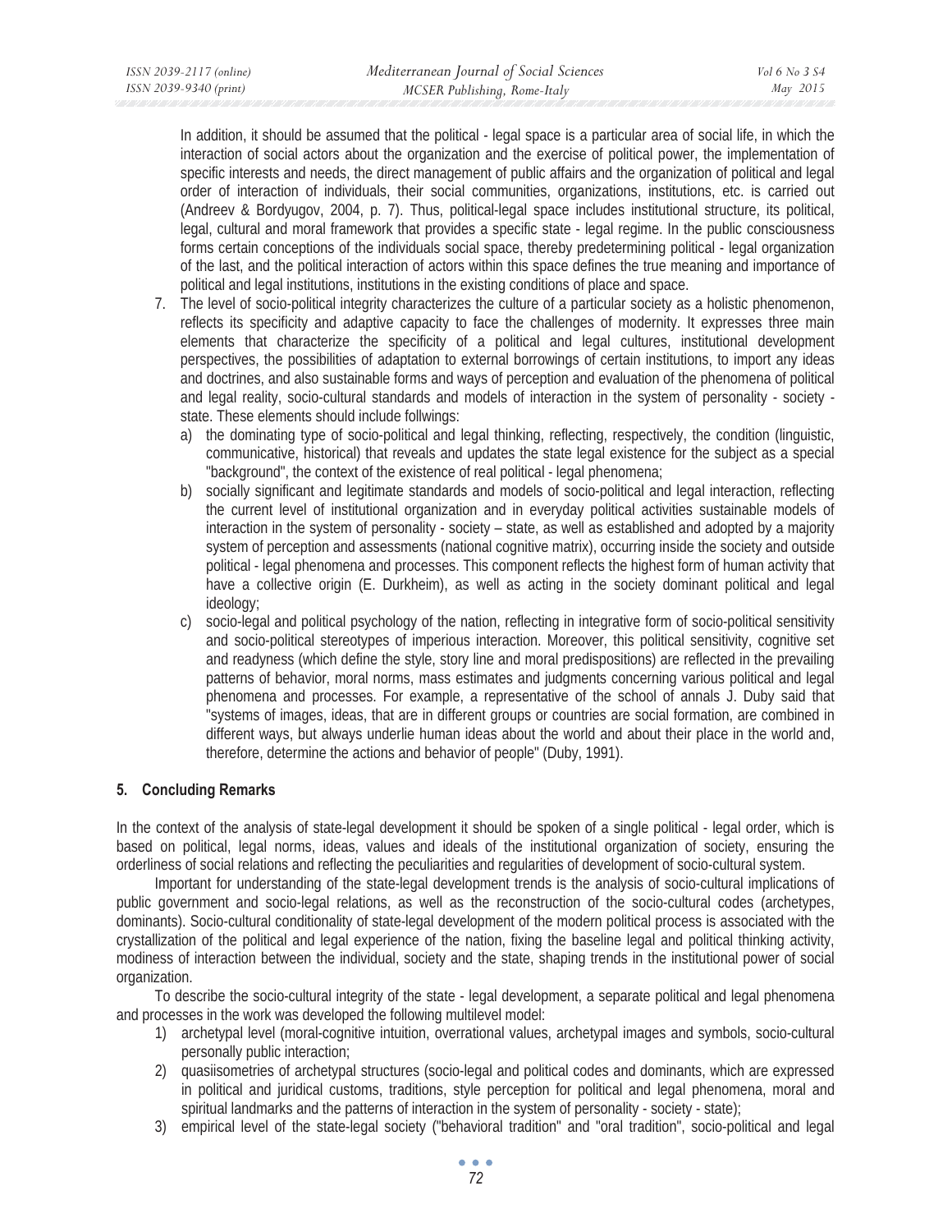In addition, it should be assumed that the political - legal space is a particular area of social life, in which the interaction of social actors about the organization and the exercise of political power, the implementation of specific interests and needs, the direct management of public affairs and the organization of political and legal order of interaction of individuals, their social communities, organizations, institutions, etc. is carried out (Andreev & Bordyugov, 2004, p. 7). Thus, political-legal space includes institutional structure, its political, legal, cultural and moral framework that provides a specific state - legal regime. In the public consciousness forms certain conceptions of the individuals social space, thereby predetermining political - legal organization of the last, and the political interaction of actors within this space defines the true meaning and importance of political and legal institutions, institutions in the existing conditions of place and space.

7. The level of socio-political integrity characterizes the culture of a particular society as a holistic phenomenon, reflects its specificity and adaptive capacity to face the challenges of modernity. It expresses three main elements that characterize the specificity of a political and legal cultures, institutional development perspectives, the possibilities of adaptation to external borrowings of certain institutions, to import any ideas and doctrines, and also sustainable forms and ways of perception and evaluation of the phenomena of political and legal reality, socio-cultural standards and models of interaction in the system of personality - society - state. These elements should include follwings:
   a) the dominating type of socio-political and legal thinking, reflecting, respectively, the condition (linguistic, communicative, historical) that reveals and updates the state legal existence for the subject as a special "background", the context of the existence of real political - legal phenomena;
   b) socially significant and legitimate standards and models of socio-political and legal interaction, reflecting the current level of institutional organization and in everyday political activities sustainable models of interaction in the system of personality - society – state, as well as established and adopted by a majority system of perception and assessments (national cognitive matrix), occurring inside the society and outside political - legal phenomena and processes. This component reflects the highest form of human activity that have a collective origin (E. Durkheim), as well as acting in the society dominant political and legal ideology;
   c) socio-legal and political psychology of the nation, reflecting in integrative form of socio-political sensitivity and socio-political stereotypes of imperious interaction. Moreover, this political sensitivity, cognitive set and readyness (which define the style, story line and moral predispositions) are reflected in the prevailing patterns of behavior, moral norms, mass estimates and judgments concerning various political and legal phenomena and processes. For example, a representative of the school of annals J. Duby said that "systems of images, ideas, that are in different groups or countries are social formation, are combined in different ways, but always underlie human ideas about the world and about their place in the world and, therefore, determine the actions and behavior of people" (Duby, 1991).

## 5. Concluding Remarks

In the context of the analysis of state-legal development it should be spoken of a single political - legal order, which is based on political, legal norms, ideas, values and ideals of the institutional organization of society, ensuring the orderliness of social relations and reflecting the peculiarities and regularities of development of socio-cultural system.

Important for understanding of the state-legal development trends is the analysis of socio-cultural implications of public government and socio-legal relations, as well as the reconstruction of the socio-cultural codes (archetypes, dominants). Socio-cultural conditionality of state-legal development of the modern political process is associated with the crystallization of the political and legal experience of the nation, fixing the baseline legal and political thinking activity, modiness of interaction between the individual, society and the state, shaping trends in the institutional power of social organization.

To describe the socio-cultural integrity of the state - legal development, a separate political and legal phenomena and processes in the work was developed the following multilevel model:

1) archetypal level (moral-cognitive intuition, overrational values, archetypal images and symbols, socio-cultural personally public interaction;
2) quasiisometries of archetypal structures (socio-legal and political codes and dominants, which are expressed in political and juridical customs, traditions, style perception for political and legal phenomena, moral and spiritual landmarks and the patterns of interaction in the system of personality - society - state);
3) empirical level of the state-legal society ("behavioral tradition" and "oral tradition", socio-political and legal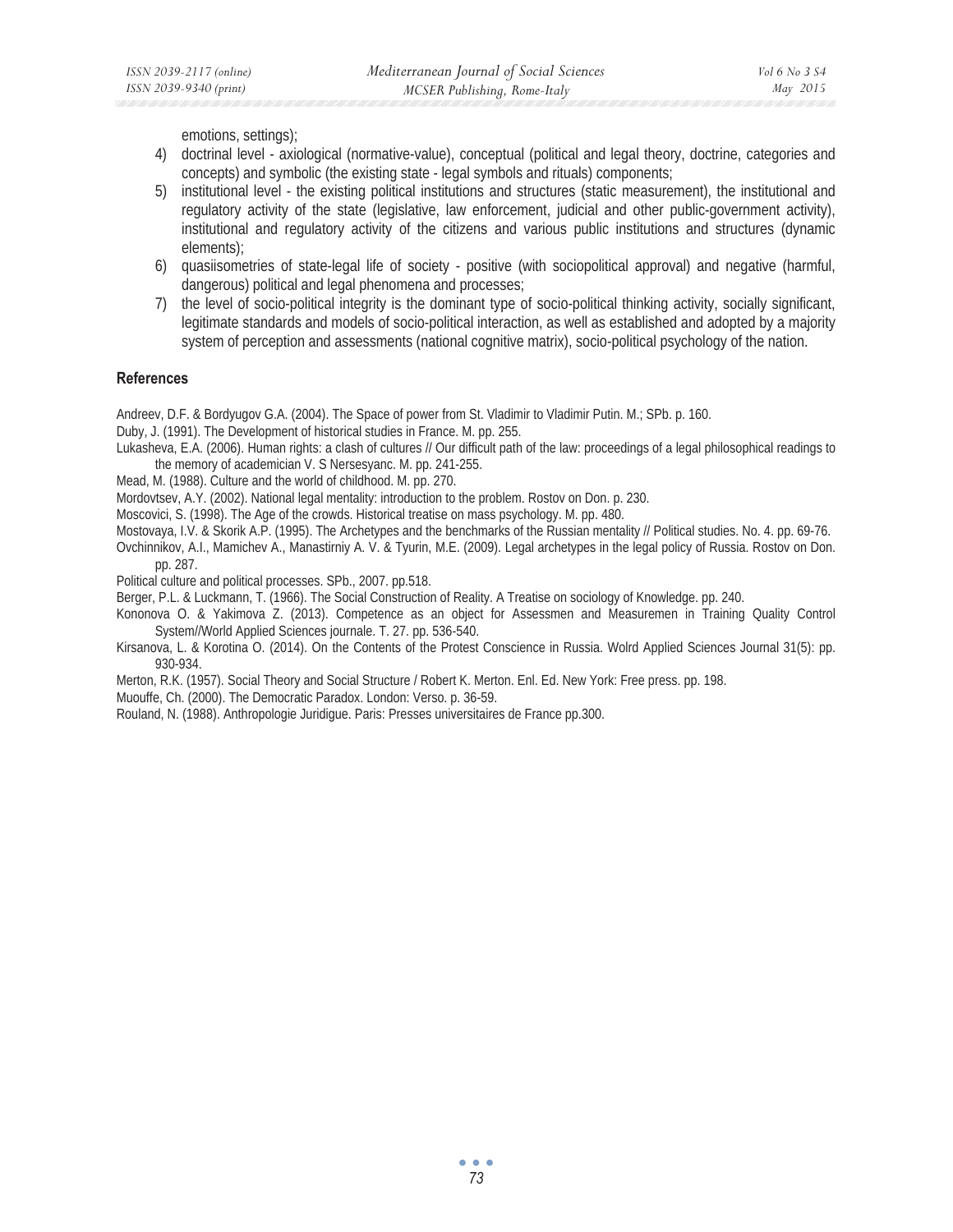emotions, settings);

4) doctrinal level - axiological (normative-value), conceptual (political and legal theory, doctrine, categories and concepts) and symbolic (the existing state - legal symbols and rituals) components;
5) institutional level - the existing political institutions and structures (static measurement), the institutional and regulatory activity of the state (legislative, law enforcement, judicial and other public-government activity), institutional and regulatory activity of the citizens and various public institutions and structures (dynamic elements);
6) quasiisometries of state-legal life of society - positive (with sociopolitical approval) and negative (harmful, dangerous) political and legal phenomena and processes;
7) the level of socio-political integrity is the dominant type of socio-political thinking activity, socially significant, legitimate standards and models of socio-political interaction, as well as established and adopted by a majority system of perception and assessments (national cognitive matrix), socio-political psychology of the nation.

## References

Andreev, D.F. & Bordyugov G.A. (2004). The Space of power from St. Vladimir to Vladimir Putin. M.; SPb. p. 160.

Duby, J. (1991). The Development of historical studies in France. M. pp. 255.

Lukasheva, E.A. (2006). Human rights: a clash of cultures // Our difficult path of the law: proceedings of a legal philosophical readings to the memory of academician V. S Nersesyanc. M. pp. 241-255.

Mead, M. (1988). Culture and the world of childhood. M. pp. 270.

Mordovtsev, A.Y. (2002). National legal mentality: introduction to the problem. Rostov on Don. p. 230.

Moscovici, S. (1998). The Age of the crowds. Historical treatise on mass psychology. M. pp. 480.

Mostovaya, I.V. & Skorik A.P. (1995). The Archetypes and the benchmarks of the Russian mentality // Political studies. No. 4. pp. 69-76.

Ovchinnikov, A.I., Mamichev A., Manastirniy A. V. & Tyurin, M.E. (2009). Legal archetypes in the legal policy of Russia. Rostov on Don. pp. 287.

Political culture and political processes. SPb., 2007. pp.518.

Berger, P.L. & Luckmann, T. (1966). The Social Construction of Reality. A Treatise on sociology of Knowledge. pp. 240.

Kononova O. & Yakimova Z. (2013). Competence as an object for Assessmen and Measuremen in Training Quality Control System//World Applied Sciences journale. T. 27. pp. 536-540.

Kirsanova, L. & Korotina O. (2014). On the Contents of the Protest Conscience in Russia. Wolrd Applied Sciences Journal 31(5): pp. 930-934.

Merton, R.K. (1957). Social Theory and Social Structure / Robert K. Merton. Enl. Ed. New York: Free press. pp. 198.

Muouffe, Ch. (2000). The Democratic Paradox. London: Verso. p. 36-59.

Rouland, N. (1988). Anthropologie Juridigue. Paris: Presses universitaires de France pp.300.